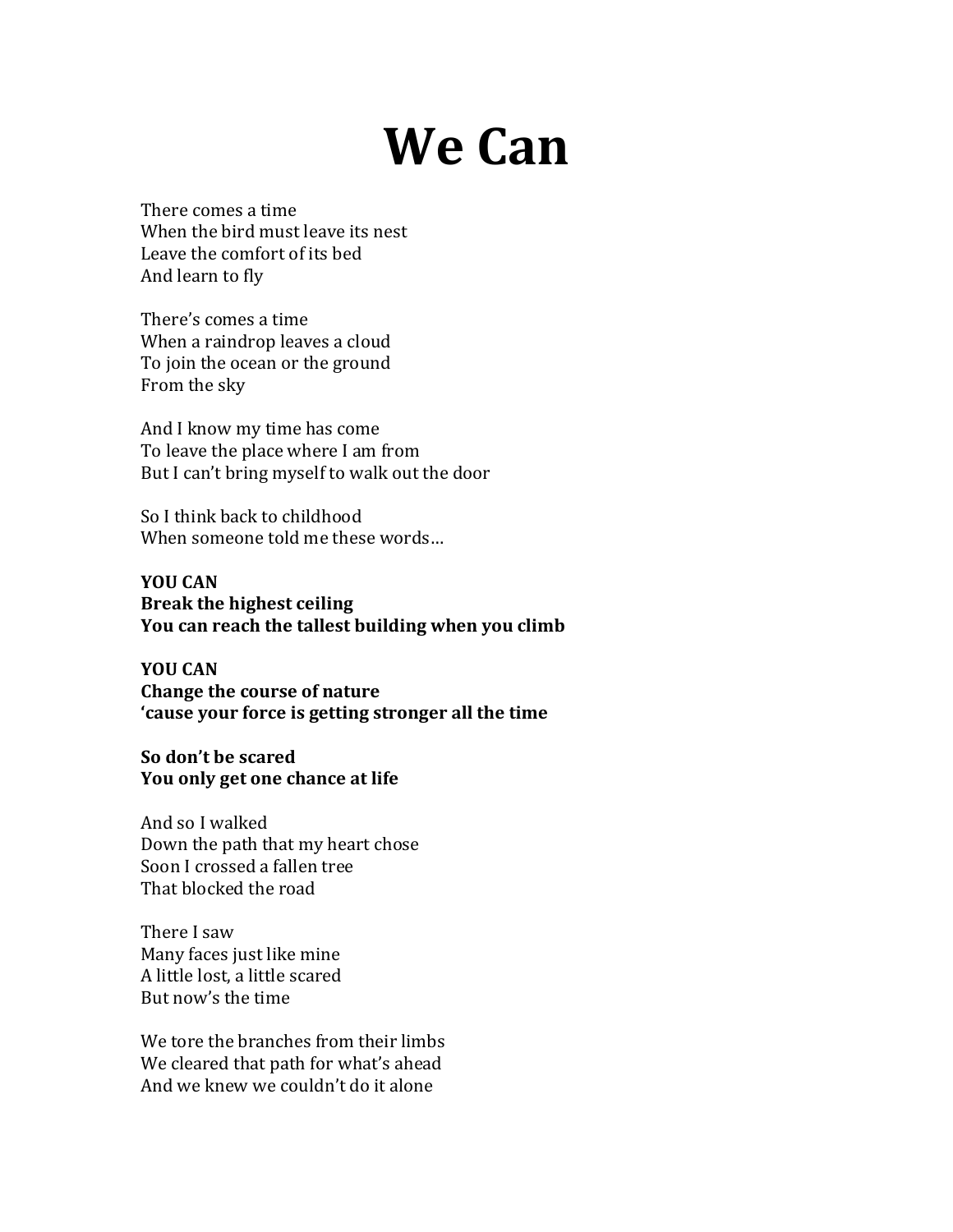# We Can

There comes a time  
When the bird must leave its nest  
Leave the comfort of its bed  
And learn to fly

There's comes a time  
When a raindrop leaves a cloud  
To join the ocean or the ground  
From the sky

And I know my time has come  
To leave the place where I am from  
But I can't bring myself to walk out the door

So I think back to childhood  
When someone told me these words…

**YOU CAN**  
**Break the highest ceiling**  
**You can reach the tallest building when you climb**

**YOU CAN**  
**Change the course of nature**  
**'cause your force is getting stronger all the time**

**So don't be scared**  
**You only get one chance at life**

And so I walked  
Down the path that my heart chose  
Soon I crossed a fallen tree  
That blocked the road

There I saw  
Many faces just like mine  
A little lost, a little scared  
But now's the time

We tore the branches from their limbs  
We cleared that path for what's ahead  
And we knew we couldn't do it alone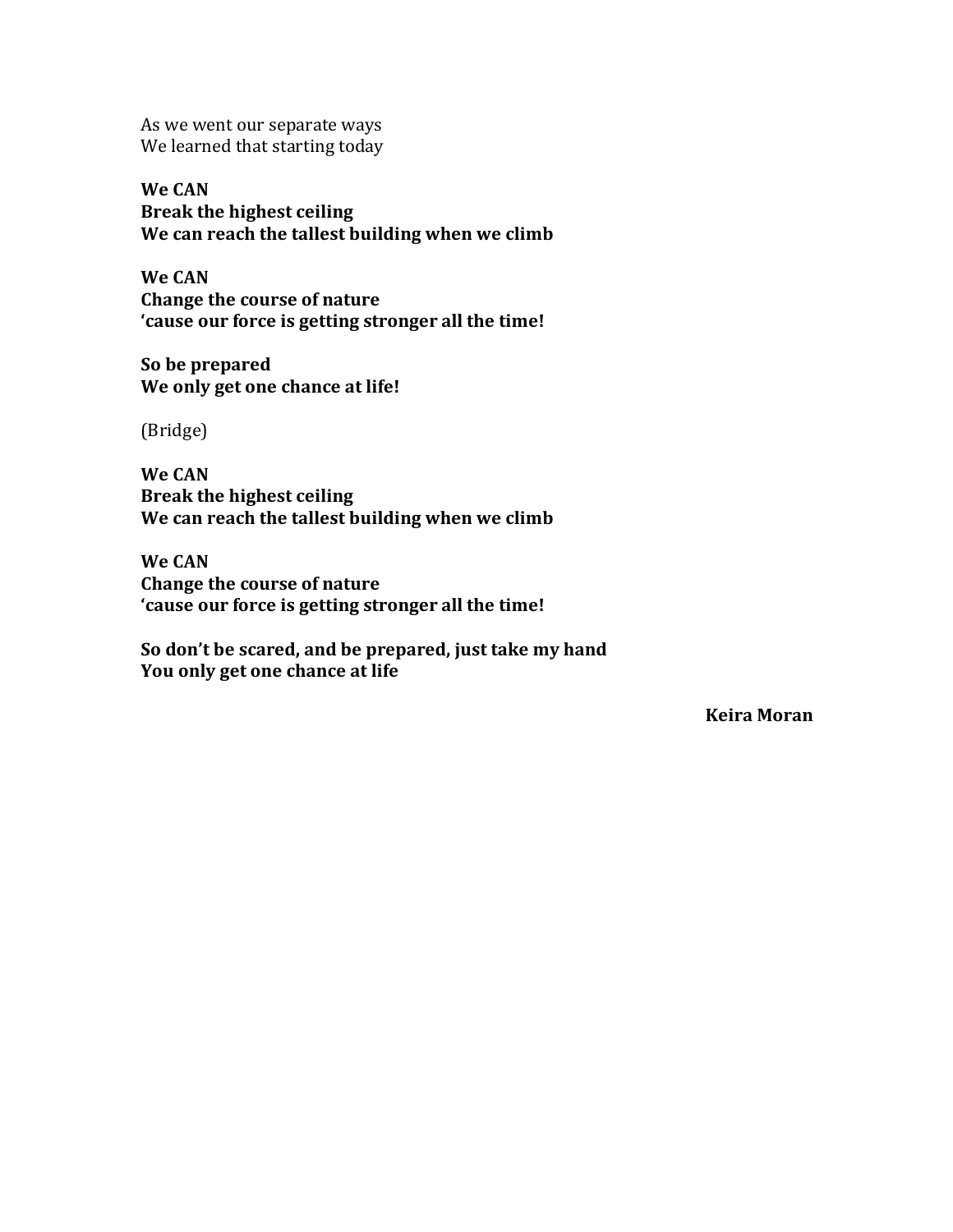As we went our separate ways
We learned that starting today

**We CAN**
**Break the highest ceiling**
**We can reach the tallest building when we climb**

**We CAN**
**Change the course of nature**
**'cause our force is getting stronger all the time!**

**So be prepared**
**We only get one chance at life!**

(Bridge)

**We CAN**
**Break the highest ceiling**
**We can reach the tallest building when we climb**

**We CAN**
**Change the course of nature**
**'cause our force is getting stronger all the time!**

**So don't be scared, and be prepared, just take my hand**
**You only get one chance at life**

**Keira Moran**